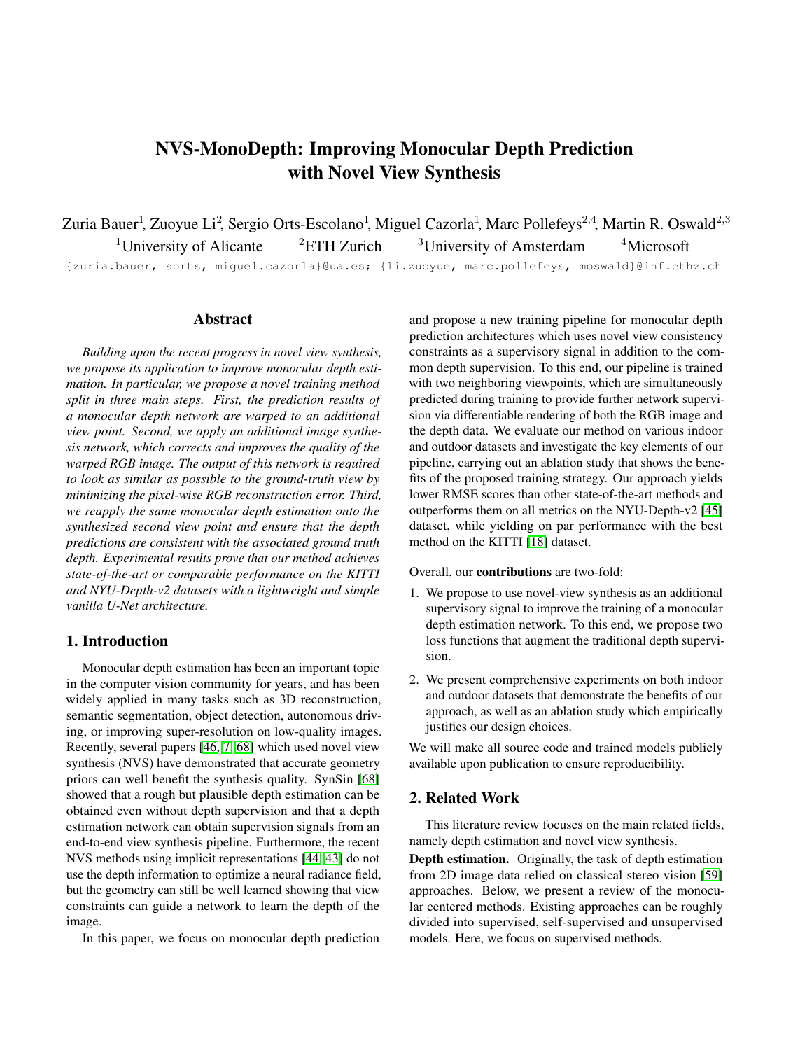# NVS-MonoDepth: Improving Monocular Depth Prediction with Novel View Synthesis

Zuria Bauer[1], Zuoyue Li[2], Sergio Orts-Escolano[1], Miguel Cazorla[1], Marc Pollefeys[2,4], Martin R. Oswald[2,3]

[1]University of Alicante [2]ETH Zurich [3]University of Amsterdam [4]Microsoft

{zuria.bauer, sorts, miguel.cazorla}@ua.es; {li.zuoyue, marc.pollefeys, moswald}@inf.ethz.ch

## Abstract

*Building upon the recent progress in novel view synthesis, we propose its application to improve monocular depth estimation. In particular, we propose a novel training method split in three main steps. First, the prediction results of a monocular depth network are warped to an additional view point. Second, we apply an additional image synthesis network, which corrects and improves the quality of the warped RGB image. The output of this network is required to look as similar as possible to the ground-truth view by minimizing the pixel-wise RGB reconstruction error. Third, we reapply the same monocular depth estimation onto the synthesized second view point and ensure that the depth predictions are consistent with the associated ground truth depth. Experimental results prove that our method achieves state-of-the-art or comparable performance on the KITTI and NYU-Depth-v2 datasets with a lightweight and simple vanilla U-Net architecture.*

## 1. Introduction

Monocular depth estimation has been an important topic in the computer vision community for years, and has been widely applied in many tasks such as 3D reconstruction, semantic segmentation, object detection, autonomous driving, or improving super-resolution on low-quality images. Recently, several papers [46, 7, 68] which used novel view synthesis (NVS) have demonstrated that accurate geometry priors can well benefit the synthesis quality. SynSin [68] showed that a rough but plausible depth estimation can be obtained even without depth supervision and that a depth estimation network can obtain supervision signals from an end-to-end view synthesis pipeline. Furthermore, the recent NVS methods using implicit representations [44, 43] do not use the depth information to optimize a neural radiance field, but the geometry can still be well learned showing that view constraints can guide a network to learn the depth of the image.

In this paper, we focus on monocular depth prediction and propose a new training pipeline for monocular depth prediction architectures which uses novel view consistency constraints as a supervisory signal in addition to the common depth supervision. To this end, our pipeline is trained with two neighboring viewpoints, which are simultaneously predicted during training to provide further network supervision via differentiable rendering of both the RGB image and the depth data. We evaluate our method on various indoor and outdoor datasets and investigate the key elements of our pipeline, carrying out an ablation study that shows the benefits of the proposed training strategy. Our approach yields lower RMSE scores than other state-of-the-art methods and outperforms them on all metrics on the NYU-Depth-v2 [45] dataset, while yielding on par performance with the best method on the KITTI [18] dataset.

Overall, our **contributions** are two-fold:

1. We propose to use novel-view synthesis as an additional supervisory signal to improve the training of a monocular depth estimation network. To this end, we propose two loss functions that augment the traditional depth supervision.
2. We present comprehensive experiments on both indoor and outdoor datasets that demonstrate the benefits of our approach, as well as an ablation study which empirically justifies our design choices.

We will make all source code and trained models publicly available upon publication to ensure reproducibility.

## 2. Related Work

This literature review focuses on the main related fields, namely depth estimation and novel view synthesis.

**Depth estimation.** Originally, the task of depth estimation from 2D image data relied on classical stereo vision [59] approaches. Below, we present a review of the monocular centered methods. Existing approaches can be roughly divided into supervised, self-supervised and unsupervised models. Here, we focus on supervised methods.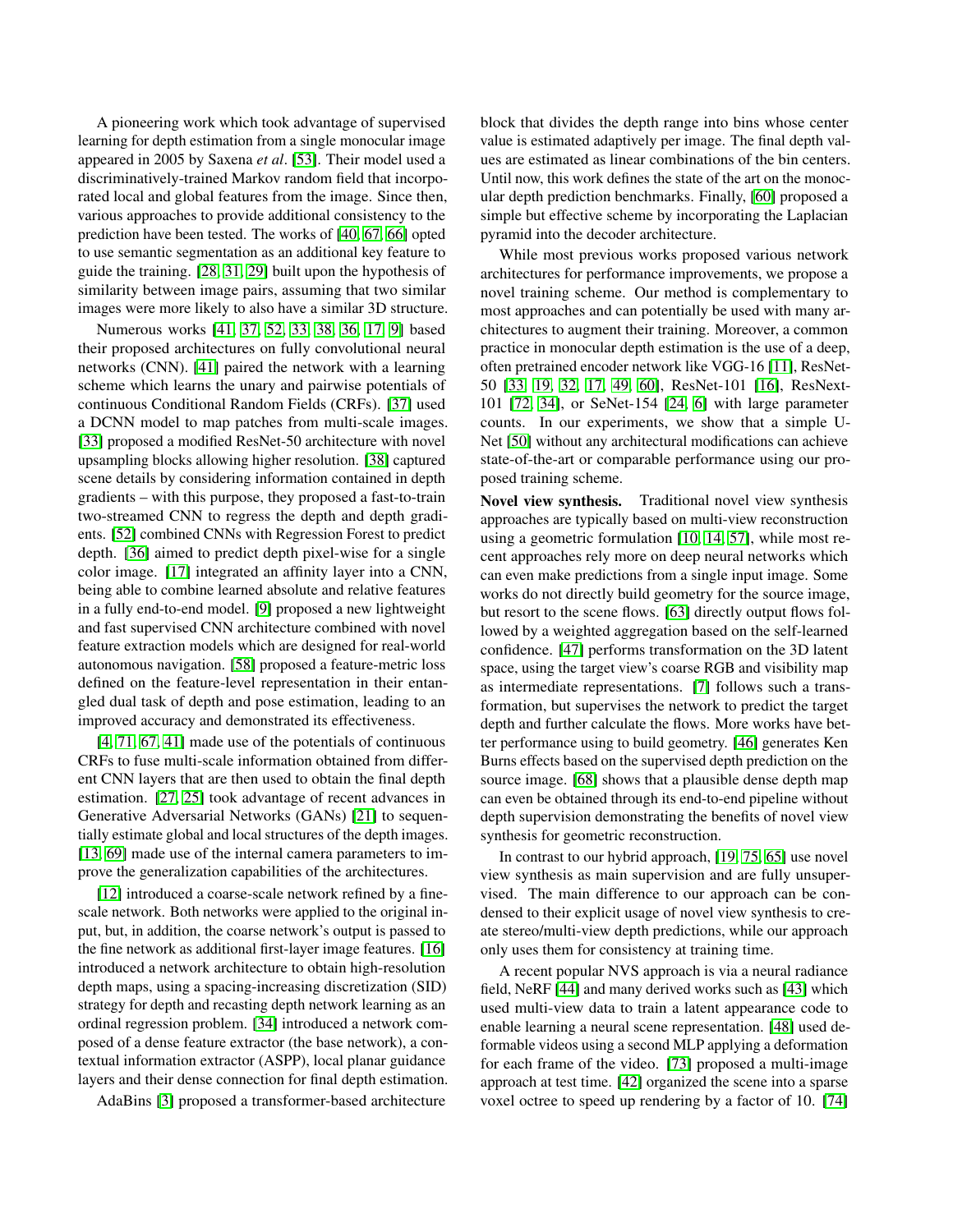A pioneering work which took advantage of supervised learning for depth estimation from a single monocular image appeared in 2005 by Saxena *et al*. [53]. Their model used a discriminatively-trained Markov random field that incorporated local and global features from the image. Since then, various approaches to provide additional consistency to the prediction have been tested. The works of [40, 67, 66] opted to use semantic segmentation as an additional key feature to guide the training. [28, 31, 29] built upon the hypothesis of similarity between image pairs, assuming that two similar images were more likely to also have a similar 3D structure.

Numerous works [41, 37, 52, 33, 38, 36, 17, 9] based their proposed architectures on fully convolutional neural networks (CNN). [41] paired the network with a learning scheme which learns the unary and pairwise potentials of continuous Conditional Random Fields (CRFs). [37] used a DCNN model to map patches from multi-scale images. [33] proposed a modified ResNet-50 architecture with novel upsampling blocks allowing higher resolution. [38] captured scene details by considering information contained in depth gradients – with this purpose, they proposed a fast-to-train two-streamed CNN to regress the depth and depth gradients. [52] combined CNNs with Regression Forest to predict depth. [36] aimed to predict depth pixel-wise for a single color image. [17] integrated an affinity layer into a CNN, being able to combine learned absolute and relative features in a fully end-to-end model. [9] proposed a new lightweight and fast supervised CNN architecture combined with novel feature extraction models which are designed for real-world autonomous navigation. [58] proposed a feature-metric loss defined on the feature-level representation in their entangled dual task of depth and pose estimation, leading to an improved accuracy and demonstrated its effectiveness.

[4, 71, 67, 41] made use of the potentials of continuous CRFs to fuse multi-scale information obtained from different CNN layers that are then used to obtain the final depth estimation. [27, 25] took advantage of recent advances in Generative Adversarial Networks (GANs) [21] to sequentially estimate global and local structures of the depth images. [13, 69] made use of the internal camera parameters to improve the generalization capabilities of the architectures.

[12] introduced a coarse-scale network refined by a fine-scale network. Both networks were applied to the original input, but, in addition, the coarse network's output is passed to the fine network as additional first-layer image features. [16] introduced a network architecture to obtain high-resolution depth maps, using a spacing-increasing discretization (SID) strategy for depth and recasting depth network learning as an ordinal regression problem. [34] introduced a network composed of a dense feature extractor (the base network), a contextual information extractor (ASPP), local planar guidance layers and their dense connection for final depth estimation.

AdaBins [3] proposed a transformer-based architecture block that divides the depth range into bins whose center value is estimated adaptively per image. The final depth values are estimated as linear combinations of the bin centers. Until now, this work defines the state of the art on the monocular depth prediction benchmarks. Finally, [60] proposed a simple but effective scheme by incorporating the Laplacian pyramid into the decoder architecture.

While most previous works proposed various network architectures for performance improvements, we propose a novel training scheme. Our method is complementary to most approaches and can potentially be used with many architectures to augment their training. Moreover, a common practice in monocular depth estimation is the use of a deep, often pretrained encoder network like VGG-16 [11], ResNet-50 [33, 19, 32, 17, 49, 60], ResNet-101 [16], ResNext-101 [72, 34], or SeNet-154 [24, 6] with large parameter counts. In our experiments, we show that a simple U-Net [50] without any architectural modifications can achieve state-of-the-art or comparable performance using our proposed training scheme.

**Novel view synthesis.** Traditional novel view synthesis approaches are typically based on multi-view reconstruction using a geometric formulation [10, 14, 57], while most recent approaches rely more on deep neural networks which can even make predictions from a single input image. Some works do not directly build geometry for the source image, but resort to the scene flows. [63] directly output flows followed by a weighted aggregation based on the self-learned confidence. [47] performs transformation on the 3D latent space, using the target view's coarse RGB and visibility map as intermediate representations. [7] follows such a transformation, but supervises the network to predict the target depth and further calculate the flows. More works have better performance using to build geometry. [46] generates Ken Burns effects based on the supervised depth prediction on the source image. [68] shows that a plausible dense depth map can even be obtained through its end-to-end pipeline without depth supervision demonstrating the benefits of novel view synthesis for geometric reconstruction.

In contrast to our hybrid approach, [19, 75, 65] use novel view synthesis as main supervision and are fully unsupervised. The main difference to our approach can be condensed to their explicit usage of novel view synthesis to create stereo/multi-view depth predictions, while our approach only uses them for consistency at training time.

A recent popular NVS approach is via a neural radiance field, NeRF [44] and many derived works such as [43] which used multi-view data to train a latent appearance code to enable learning a neural scene representation. [48] used deformable videos using a second MLP applying a deformation for each frame of the video. [73] proposed a multi-image approach at test time. [42] organized the scene into a sparse voxel octree to speed up rendering by a factor of 10. [74]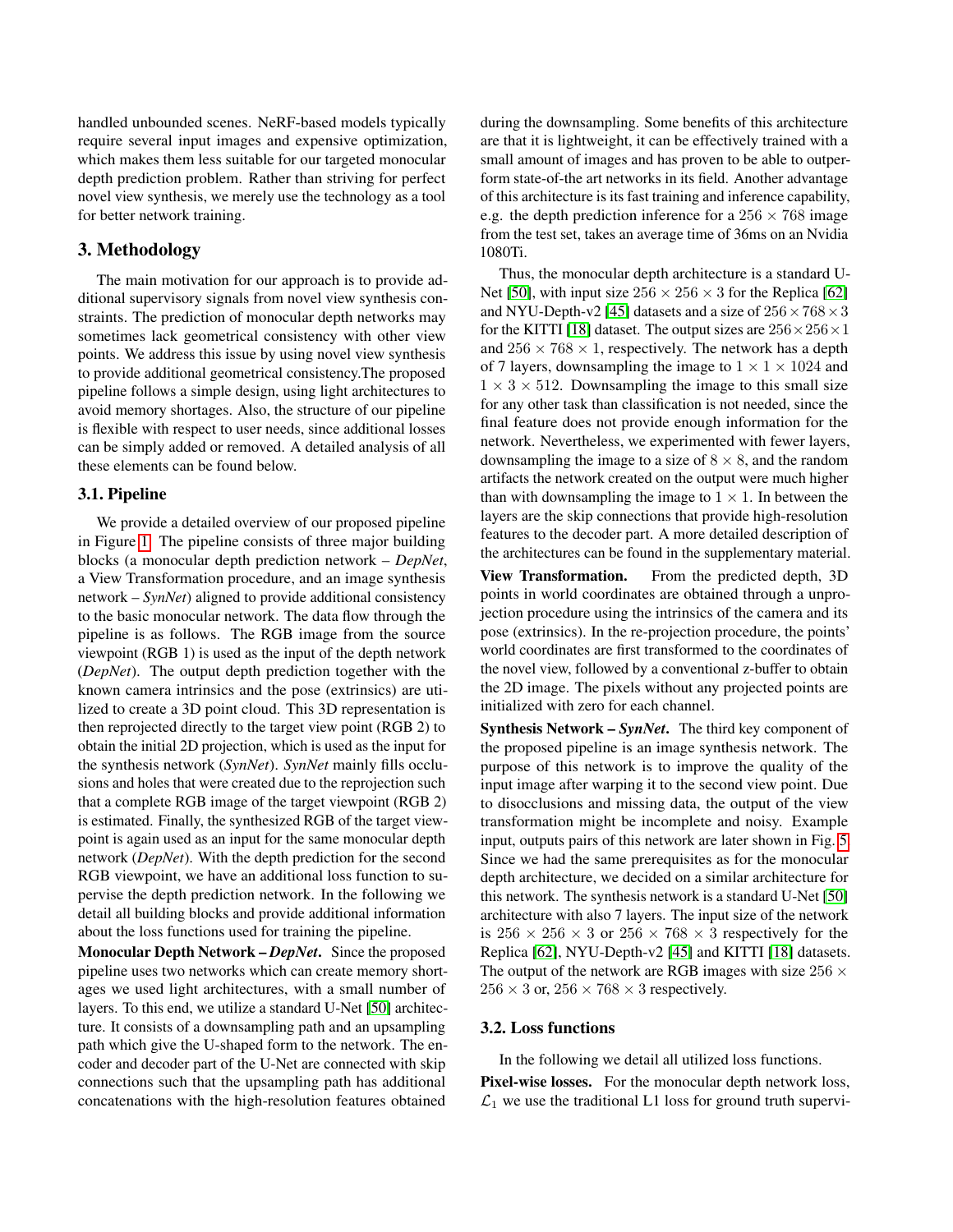handled unbounded scenes. NeRF-based models typically require several input images and expensive optimization, which makes them less suitable for our targeted monocular depth prediction problem. Rather than striving for perfect novel view synthesis, we merely use the technology as a tool for better network training.

# 3. Methodology

The main motivation for our approach is to provide additional supervisory signals from novel view synthesis constraints. The prediction of monocular depth networks may sometimes lack geometrical consistency with other view points. We address this issue by using novel view synthesis to provide additional geometrical consistency.The proposed pipeline follows a simple design, using light architectures to avoid memory shortages. Also, the structure of our pipeline is flexible with respect to user needs, since additional losses can be simply added or removed. A detailed analysis of all these elements can be found below.

## 3.1. Pipeline

We provide a detailed overview of our proposed pipeline in Figure 1. The pipeline consists of three major building blocks (a monocular depth prediction network – *DepNet*, a View Transformation procedure, and an image synthesis network – *SynNet*) aligned to provide additional consistency to the basic monocular network. The data flow through the pipeline is as follows. The RGB image from the source viewpoint (RGB 1) is used as the input of the depth network (*DepNet*). The output depth prediction together with the known camera intrinsics and the pose (extrinsics) are utilized to create a 3D point cloud. This 3D representation is then reprojected directly to the target view point (RGB 2) to obtain the initial 2D projection, which is used as the input for the synthesis network (*SynNet*). *SynNet* mainly fills occlusions and holes that were created due to the reprojection such that a complete RGB image of the target viewpoint (RGB 2) is estimated. Finally, the synthesized RGB of the target viewpoint is again used as an input for the same monocular depth network (*DepNet*). With the depth prediction for the second RGB viewpoint, we have an additional loss function to supervise the depth prediction network. In the following we detail all building blocks and provide additional information about the loss functions used for training the pipeline.

**Monocular Depth Network – *DepNet*.** Since the proposed pipeline uses two networks which can create memory shortages we used light architectures, with a small number of layers. To this end, we utilize a standard U-Net [50] architecture. It consists of a downsampling path and an upsampling path which give the U-shaped form to the network. The encoder and decoder part of the U-Net are connected with skip connections such that the upsampling path has additional concatenations with the high-resolution features obtained during the downsampling. Some benefits of this architecture are that it is lightweighting, it can be effectively trained with a small amount of images and has proven to be able to outperform state-of-the art networks in its field. Another advantage of this architecture is its fast training and inference capability, e.g. the depth prediction inference for a $256 \times 768$ image from the test set, takes an average time of 36ms on an Nvidia 1080Ti.

Thus, the monocular depth architecture is a standard U-Net [50], with input size $256 \times 256 \times 3$ for the Replica [62] and NYU-Depth-v2 [45] datasets and a size of $256 \times 768 \times 3$ for the KITTI [18] dataset. The output sizes are $256 \times 256 \times 1$ and $256 \times 768 \times 1$, respectively. The network has a depth of 7 layers, downsampling the image to $1 \times 1 \times 1024$ and $1 \times 3 \times 512$. Downsampling the image to this small size for any other task than classification is not needed, since the final feature does not provide enough information for the network. Nevertheless, we experimented with fewer layers, downsampling the image to a size of $8 \times 8$, and the random artifacts the network created on the output were much higher than with downsampling the image to $1 \times 1$. In between the layers are the skip connections that provide high-resolution features to the decoder part. A more detailed description of the architectures can be found in the supplementary material.

**View Transformation.** From the predicted depth, 3D points in world coordinates are obtained through a unprojection procedure using the intrinsics of the camera and its pose (extrinsics). In the re-projection procedure, the points' world coordinates are first transformed to the coordinates of the novel view, followed by a conventional z-buffer to obtain the 2D image. The pixels without any projected points are initialized with zero for each channel.

**Synthesis Network – *SynNet*.** The third key component of the proposed pipeline is an image synthesis network. The purpose of this network is to improve the quality of the input image after warping it to the second view point. Due to disocclusions and missing data, the output of the view transformation might be incomplete and noisy. Example input, outputs pairs of this network are later shown in Fig. 5. Since we had the same prerequisites as for the monocular depth architecture, we decided on a similar architecture for this network. The synthesis network is a standard U-Net [50] architecture with also 7 layers. The input size of the network is $256 \times 256 \times 3$ or $256 \times 768 \times 3$ respectively for the Replica [62], NYU-Depth-v2 [45] and KITTI [18] datasets. The output of the network are RGB images with size $256 \times 256 \times 3$ or, $256 \times 768 \times 3$ respectively.

## 3.2. Loss functions

In the following we detail all utilized loss functions.

**Pixel-wise losses.** For the monocular depth network loss, $\mathcal{L}_1$ we use the traditional L1 loss for ground truth supervi-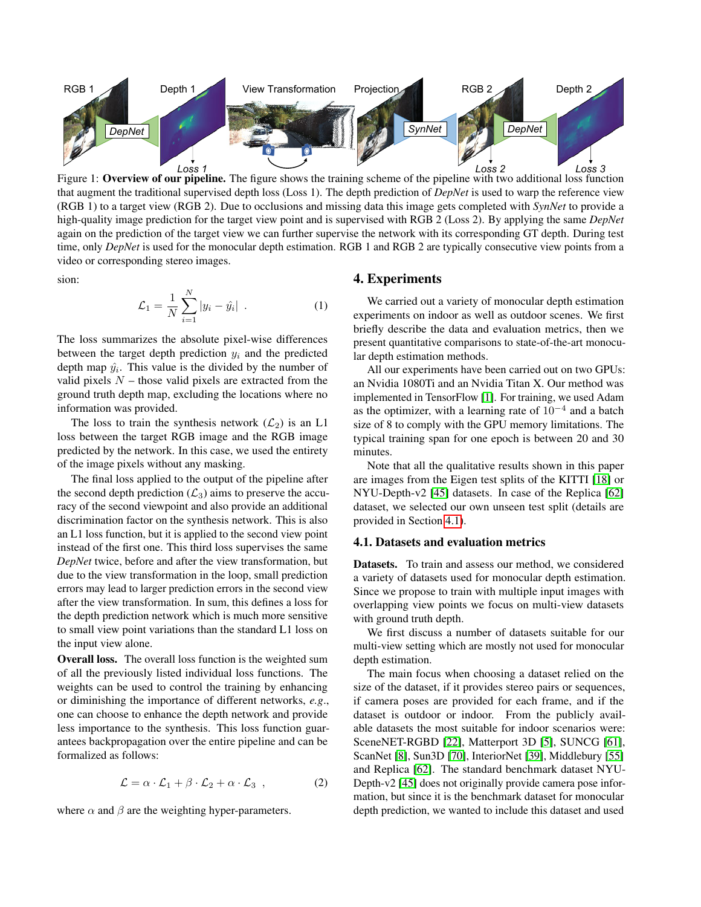Figure 1: **Overview of our pipeline.** The figure shows the training scheme of the pipeline with two additional loss function that augment the traditional supervised depth loss (Loss 1). The depth prediction of *DepNet* is used to warp the reference view (RGB 1) to a target view (RGB 2). Due to occlusions and missing data this image gets completed with *SynNet* to provide a high-quality image prediction for the target view point and is supervised with RGB 2 (Loss 2). By applying the same *DepNet* again on the prediction of the target view we can further supervise the network with its corresponding GT depth. During test time, only *DepNet* is used for the monocular depth estimation. RGB 1 and RGB 2 are typically consecutive view points from a video or corresponding stereo images.

sion:

$$\mathcal{L}_1 = \frac{1}{N}\sum_{i=1}^{N} |y_i - \hat{y}_i| \ . \tag{1}$$

The loss summarizes the absolute pixel-wise differences between the target depth prediction $y_i$ and the predicted depth map $\hat{y}_i$. This value is the divided by the number of valid pixels $N$ – those valid pixels are extracted from the ground truth depth map, excluding the locations where no information was provided.

The loss to train the synthesis network ($\mathcal{L}_2$) is an L1 loss between the target RGB image and the RGB image predicted by the network. In this case, we used the entirety of the image pixels without any masking.

The final loss applied to the output of the pipeline after the second depth prediction ($\mathcal{L}_3$) aims to preserve the accuracy of the second viewpoint and also provide an additional discrimination factor on the synthesis network. This is also an L1 loss function, but it is applied to the second view point instead of the first one. This third loss supervises the same *DepNet* twice, before and after the view transformation, but due to the view transformation in the loop, small prediction errors may lead to larger prediction errors in the second view after the view transformation. In sum, this defines a loss for the depth prediction network which is much more sensitive to small view point variations than the standard L1 loss on the input view alone.

**Overall loss.** The overall loss function is the weighted sum of all the previously listed individual loss functions. The weights can be used to control the training by enhancing or diminishing the importance of different networks, *e.g.*, one can choose to enhance the depth network and provide less importance to the synthesis. This loss function guarantees backpropagation over the entire pipeline and can be formalized as follows:

$$\mathcal{L} = \alpha \cdot \mathcal{L}_1 + \beta \cdot \mathcal{L}_2 + \alpha \cdot \mathcal{L}_3 \ , \tag{2}$$

where $\alpha$ and $\beta$ are the weighting hyper-parameters.

# 4. Experiments

We carried out a variety of monocular depth estimation experiments on indoor as well as outdoor scenes. We first briefly describe the data and evaluation metrics, then we present quantitative comparisons to state-of-the-art monocular depth estimation methods.

All our experiments have been carried out on two GPUs: an Nvidia 1080Ti and an Nvidia Titan X. Our method was implemented in TensorFlow [1]. For training, we used Adam as the optimizer, with a learning rate of $10^{-4}$ and a batch size of 8 to comply with the GPU memory limitations. The typical training span for one epoch is between 20 and 30 minutes.

Note that all the qualitative results shown in this paper are images from the Eigen test splits of the KITTI [18] or NYU-Depth-v2 [45] datasets. In case of the Replica [62] dataset, we selected our own unseen test split (details are provided in Section 4.1).

## 4.1. Datasets and evaluation metrics

**Datasets.** To train and assess our method, we considered a variety of datasets used for monocular depth estimation. Since we propose to train with multiple input images with overlapping view points we focus on multi-view datasets with ground truth depth.

We first discuss a number of datasets suitable for our multi-view setting which are mostly not used for monocular depth estimation.

The main focus when choosing a dataset relied on the size of the dataset, if it provides stereo pairs or sequences, if camera poses are provided for each frame, and if the dataset is outdoor or indoor. From the publicly available datasets the most suitable for indoor scenarios were: SceneNET-RGBD [22], Matterport 3D [5], SUNCG [61], ScanNet [8], Sun3D [70], InteriorNet [39], Middlebury [55] and Replica [62]. The standard benchmark dataset NYU-Depth-v2 [45] does not originally provide camera pose information, but since it is the benchmark dataset for monocular depth prediction, we wanted to include this dataset and used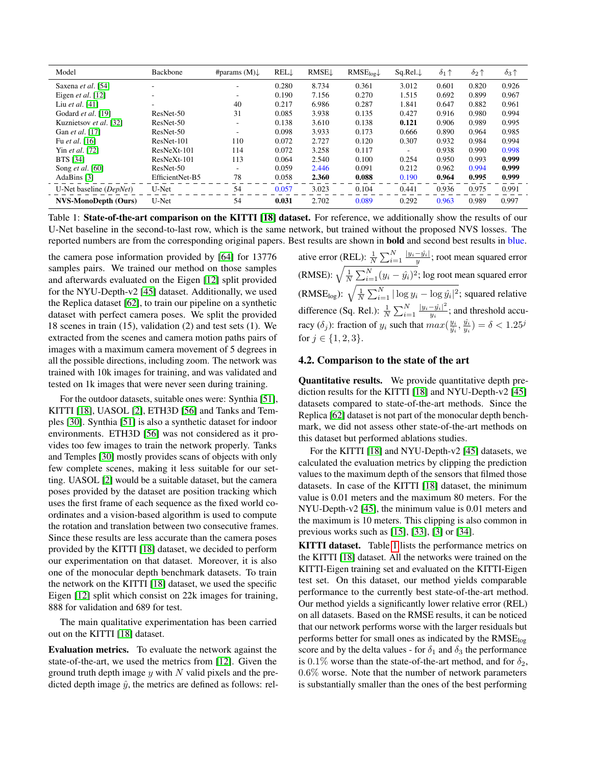| Model | Backbone | #params (M)↓ | REL↓ | RMSE↓ | $\text{RMSE}_{\log}$↓ | Sq.Rel.↓ | $\delta_1$↑ | $\delta_2$↑ | $\delta_3$↑ |
|---|---|---|---|---|---|---|---|---|---|
| Saxena *et al.* [54] | - | - | 0.280 | 8.734 | 0.361 | 3.012 | 0.601 | 0.820 | 0.926 |
| Eigen *et al.* [12] | - | - | 0.190 | 7.156 | 0.270 | 1.515 | 0.692 | 0.899 | 0.967 |
| Liu *et al.* [41] | - | 40 | 0.217 | 6.986 | 0.287 | 1.841 | 0.647 | 0.882 | 0.961 |
| Godard *et al.* [19] | ResNet-50 | 31 | 0.085 | 3.938 | 0.135 | 0.427 | 0.916 | 0.980 | 0.994 |
| Kuznietsov *et al.* [32] | ResNet-50 | - | 0.138 | 3.610 | 0.138 | **0.121** | 0.906 | 0.989 | 0.995 |
| Gan *et al.* [17] | ResNet-50 | - | 0.098 | 3.933 | 0.173 | 0.666 | 0.890 | 0.964 | 0.985 |
| Fu *et al.* [16] | ResNet-101 | 110 | 0.072 | 2.727 | 0.120 | 0.307 | 0.932 | 0.984 | 0.994 |
| Yin *et al.* [72] | ResNeXt-101 | 114 | 0.072 | 3.258 | 0.117 | - | 0.938 | 0.990 | 0.998 |
| BTS [34] | ResNeXt-101 | 113 | 0.064 | 2.540 | 0.100 | 0.254 | 0.950 | 0.993 | **0.999** |
| Song *et al.* [60] | ResNet-50 | - | 0.059 | 2.446 | 0.091 | 0.212 | 0.962 | 0.994 | **0.999** |
| AdaBins [3] | EfficientNet-B5 | 78 | 0.058 | **2.360** | **0.088** | 0.190 | **0.964** | **0.995** | **0.999** |
| U-Net baseline (*DepNet*) | U-Net | 54 | 0.057 | 3.023 | 0.104 | 0.441 | 0.936 | 0.975 | 0.991 |
| **NVS-MonoDepth (Ours)** | U-Net | 54 | **0.031** | 2.702 | 0.089 | 0.292 | 0.963 | 0.989 | 0.997 |

Table 1: **State-of-the-art comparison on the KITTI [18] dataset.** For reference, we additionally show the results of our U-Net baseline in the second-to-last row, which is the same network, but trained without the proposed NVS losses. The reported numbers are from the corresponding original papers. Best results are shown in **bold** and second best results in blue.

the camera pose information provided by [64] for 13776 samples pairs. We trained our method on those samples and afterwards evaluated on the Eigen [12] split provided for the NYU-Depth-v2 [45] dataset. Additionally, we used the Replica dataset [62], to train our pipeline on a synthetic dataset with perfect camera poses. We split the provided 18 scenes in train (15), validation (2) and test sets (1). We extracted from the scenes and camera motion paths pairs of images with a maximum camera movement of 5 degrees in all the possible directions, including zoom. The network was trained with 10k images for training, and was validated and tested on 1k images that were never seen during training.

For the outdoor datasets, suitable ones were: Synthia [51], KITTI [18], UASOL [2], ETH3D [56] and Tanks and Temples [30]. Synthia [51] is also a synthetic dataset for indoor environments. ETH3D [56] was not considered as it provides too few images to train the network properly. Tanks and Temples [30] mostly provides scans of objects with only few complete scenes, making it less suitable for our setting. UASOL [2] would be a suitable dataset, but the camera poses provided by the dataset are position tracking which uses the first frame of each sequence as the fixed world coordinates and a vision-based algorithm is used to compute the rotation and translation between two consecutive frames. Since these results are less accurate than the camera poses provided by the KITTI [18] dataset, we decided to perform our experimentation on that dataset. Moreover, it is also one of the monocular depth benchmark datasets. To train the network on the KITTI [18] dataset, we used the specific Eigen [12] split which consist on 22k images for training, 888 for validation and 689 for test.

The main qualitative experimentation has been carried out on the KITTI [18] dataset.

**Evaluation metrics.** To evaluate the network against the state-of-the-art, we used the metrics from [12]. Given the ground truth depth image $y$ with $N$ valid pixels and the predicted depth image $\hat{y}$, the metrics are defined as follows: relative error (REL): $\frac{1}{N}\sum_{i=1}^{N}\frac{|y_i-\hat{y}_i|}{y}$; root mean squared error (RMSE): $\sqrt{\frac{1}{N}\sum_{i=1}^{N}(y_i-\hat{y}_i)^2}$; log root mean squared error ($\text{RMSE}_{\log}$): $\sqrt{\frac{1}{N}\sum_{i=1}^{N}|\log y_i - \log \hat{y}_i|^2}$; squared relative difference (Sq. Rel.): $\frac{1}{N}\sum_{i=1}^{N}\frac{|y_i-\hat{y}_i|^2}{y_i}$; and threshold accuracy ($\delta_j$): fraction of $y_i$ such that $max(\frac{y_i}{\hat{y}_i}, \frac{\hat{y}_i}{y_i}) = \delta < 1.25^j$ for $j \in \{1, 2, 3\}$.

## 4.2. Comparison to the state of the art

**Quantitative results.** We provide quantitative depth prediction results for the KITTI [18] and NYU-Depth-v2 [45] datasets compared to state-of-the-art methods. Since the Replica [62] dataset is not part of the monocular depth benchmark, we did not assess other state-of-the-art methods on this dataset but performed ablations studies.

For the KITTI [18] and NYU-Depth-v2 [45] datasets, we calculated the evaluation metrics by clipping the prediction values to the maximum depth of the sensors that filmed those datasets. In case of the KITTI [18] dataset, the minimum value is 0.01 meters and the maximum 80 meters. For the NYU-Depth-v2 [45], the minimum value is 0.01 meters and the maximum is 10 meters. This clipping is also common in previous works such as [15], [33], [3] or [34].

**KITTI dataset.** Table 1 lists the performance metrics on the KITTI [18] dataset. All the networks were trained on the KITTI-Eigen training set and evaluated on the KITTI-Eigen test set. On this dataset, our method yields comparable performance to the currently best state-of-the-art method. Our method yields a significantly lower relative error (REL) on all datasets. Based on the RMSE results, it can be noticed that our network performs worse with the larger residuals but performs better for small ones as indicated by the $\text{RMSE}_{\log}$ score and by the delta values - for $\delta_1$ and $\delta_3$ the performance is $0.1\%$ worse than the state-of-the-art method, and for $\delta_2$, $0.6\%$ worse. Note that the number of network parameters is substantially smaller than the ones of the best performing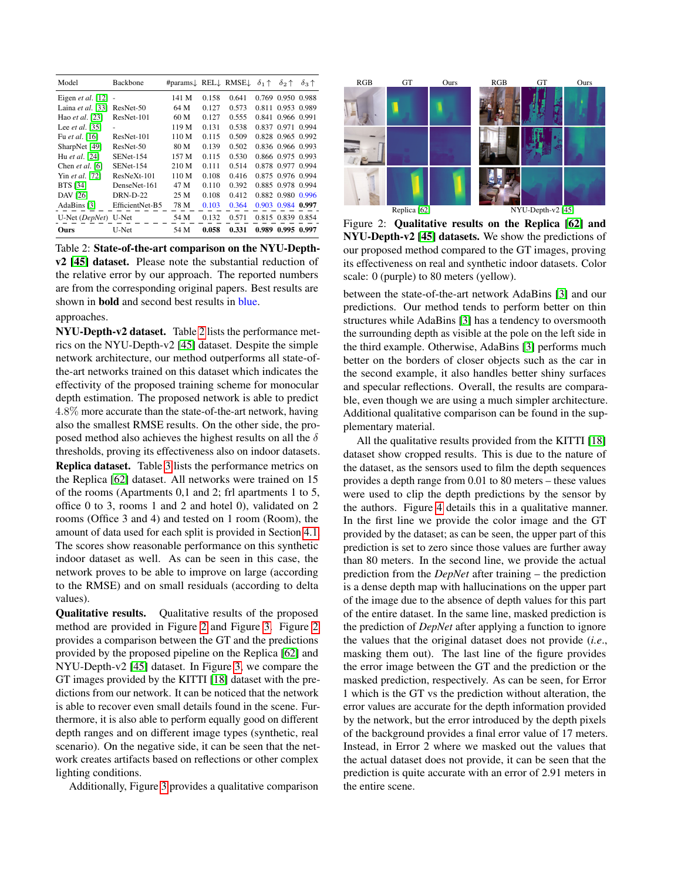| Model | Backbone | #params↓ | REL↓ | RMSE↓ | $\delta_1$↑ | $\delta_2$↑ | $\delta_3$↑ |
|---|---|---|---|---|---|---|---|
| Eigen *et al.* [12] | - | 141 M | 0.158 | 0.641 | 0.769 | 0.950 | 0.988 |
| Laina *et al.* [33] | ResNet-50 | 64 M | 0.127 | 0.573 | 0.811 | 0.953 | 0.989 |
| Hao *et al.* [23] | ResNet-101 | 60 M | 0.127 | 0.555 | 0.841 | 0.966 | 0.991 |
| Lee *et al.* [35] | - | 119 M | 0.131 | 0.538 | 0.837 | 0.971 | 0.994 |
| Fu *et al.* [16] | ResNet-101 | 110 M | 0.115 | 0.509 | 0.828 | 0.965 | 0.992 |
| SharpNet [49] | ResNet-50 | 80 M | 0.139 | 0.502 | 0.836 | 0.966 | 0.993 |
| Hu *et al.* [24] | SENet-154 | 157 M | 0.115 | 0.530 | 0.866 | 0.975 | 0.993 |
| Chen *et al.* [6] | SENet-154 | 210 M | 0.111 | 0.514 | 0.878 | 0.977 | 0.994 |
| Yin *et al.* [72] | ResNeXt-101 | 110 M | 0.108 | 0.416 | 0.875 | 0.976 | 0.994 |
| BTS [34] | DenseNet-161 | 47 M | 0.110 | 0.392 | 0.885 | 0.978 | 0.994 |
| DAV [26] | DRN-D-22 | 25 M | 0.108 | 0.412 | 0.882 | 0.980 | 0.996 |
| AdaBins [3] | EfficientNet-B5 | 78 M | 0.103 | 0.364 | 0.903 | 0.984 | **0.997** |
| U-Net (*DepNet*) | U-Net | 54 M | 0.132 | 0.571 | 0.815 | 0.839 | 0.854 |
| **Ours** | U-Net | 54 M | **0.058** | **0.331** | **0.989** | **0.995** | **0.997** |

Table 2: **State-of-the-art comparison on the NYU-Depth-v2 [45] dataset.** Please note the substantial reduction of the relative error by our approach. The reported numbers are from the corresponding original papers. Best results are shown in **bold** and second best results in blue.

approaches.

**NYU-Depth-v2 dataset.** Table 2 lists the performance metrics on the NYU-Depth-v2 [45] dataset. Despite the simple network architecture, our method outperforms all state-of-the-art networks trained on this dataset which indicates the effectivity of the proposed training scheme for monocular depth estimation. The proposed network is able to predict $4.8\%$ more accurate than the state-of-the-art network, having also the smallest RMSE results. On the other side, the proposed method also achieves the highest results on all the $\delta$ thresholds, proving its effectiveness also on indoor datasets.

**Replica dataset.** Table 3 lists the performance metrics on the Replica [62] dataset. All networks were trained on 15 of the rooms (Apartments 0,1 and 2; frl apartments 1 to 5, office 0 to 3, rooms 1 and 2 and hotel 0), validated on 2 rooms (Office 3 and 4) and tested on 1 room (Room), the amount of data used for each split is provided in Section 4.1. The scores show reasonable performance on this synthetic indoor dataset as well. As can be seen in this case, the network proves to be able to improve on large (according to the RMSE) and on small residuals (according to delta values).

**Qualitative results.** Qualitative results of the proposed method are provided in Figure 2 and Figure 3. Figure 2 provides a comparison between the GT and the predictions provided by the proposed pipeline on the Replica [62] and NYU-Depth-v2 [45] dataset. In Figure 3, we compare the GT images provided by the KITTI [18] dataset with the predictions from our network. It can be noticed that the network is able to recover even small details found in the scene. Furthermore, it is also able to perform equally good on different depth ranges and on different image types (synthetic, real scenario). On the negative side, it can be seen that the network creates artifacts based on reflections or other complex lighting conditions.

Additionally, Figure 3 provides a qualitative comparison between the state-of-the-art network AdaBins [3] and our predictions. Our method tends to perform better on thin structures while AdaBins [3] has a tendency to oversmooth the surrounding depth as visible at the pole on the left side in the third example. Otherwise, AdaBins [3] performs much better on the borders of closer objects such as the car in the second example, it also handles better shiny surfaces and specular reflections. Overall, the results are comparable, even though we are using a much simpler architecture. Additional qualitative comparison can be found in the supplementary material.

Figure 2: **Qualitative results on the Replica [62] and NYU-Depth-v2 [45] datasets.** We show the predictions of our proposed method compared to the GT images, proving its effectiveness on real and synthetic indoor datasets. Color scale: 0 (purple) to 80 meters (yellow).

All the qualitative results provided from the KITTI [18] dataset show cropped results. This is due to the nature of the dataset, as the sensors used to film the depth sequences provides a depth range from 0.01 to 80 meters – these values were used to clip the depth predictions by the sensor by the authors. Figure 4 details this in a qualitative manner. In the first line we provide the color image and the GT provided by the dataset; as can be seen, the upper part of this prediction is set to zero since those values are further away than 80 meters. In the second line, we provide the actual prediction from the *DepNet* after training – the prediction is a dense depth map with hallucinations on the upper part of the image due to the absence of depth values for this part of the entire dataset. In the same line, masked prediction is the prediction of *DepNet* after applying a function to ignore the values that the original dataset does not provide (*i.e.*, masking them out). The last line of the figure provides the error image between the GT and the prediction or the masked prediction, respectively. As can be seen, for Error 1 which is the GT vs the prediction without alteration, the error values are accurate for the depth information provided by the network, but the error introduced by the depth pixels of the background provides a final error value of 17 meters. Instead, in Error 2 where we masked out the values that the actual dataset does not provide, it can be seen that the prediction is quite accurate with an error of 2.91 meters in the entire scene.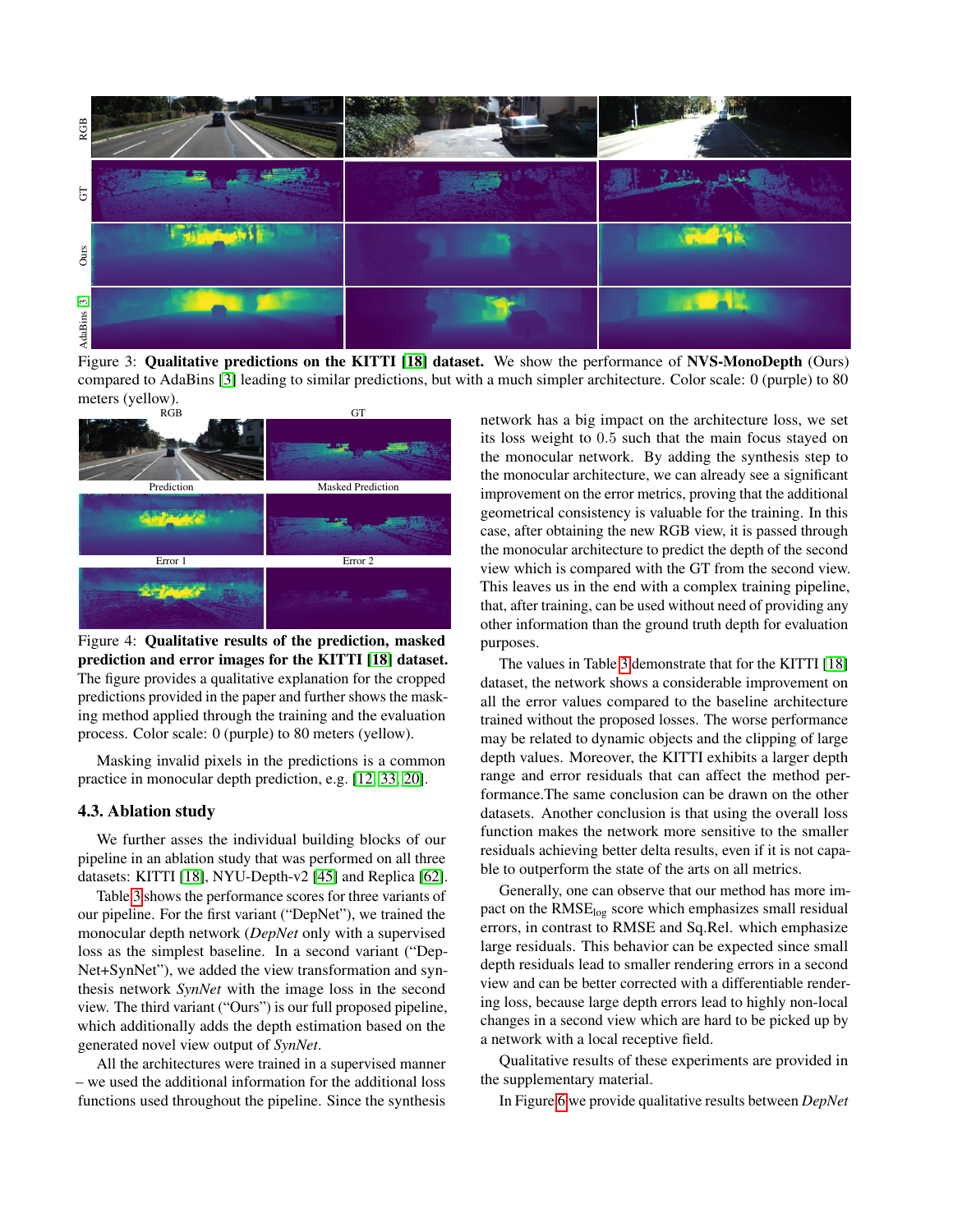Figure 3: **Qualitative predictions on the KITTI [18] dataset.** We show the performance of **NVS-MonoDepth** (Ours) compared to AdaBins [3] leading to similar predictions, but with a much simpler architecture. Color scale: 0 (purple) to 80 meters (yellow).

Figure 4: **Qualitative results of the prediction, masked prediction and error images for the KITTI [18] dataset.** The figure provides a qualitative explanation for the cropped predictions provided in the paper and further shows the masking method applied through the training and the evaluation process. Color scale: 0 (purple) to 80 meters (yellow).

Masking invalid pixels in the predictions is a common practice in monocular depth prediction, e.g. [12, 33, 20].

### 4.3. Ablation study

We further asses the individual building blocks of our pipeline in an ablation study that was performed on all three datasets: KITTI [18], NYU-Depth-v2 [45] and Replica [62].

Table 3 shows the performance scores for three variants of our pipeline. For the first variant ("DepNet"), we trained the monocular depth network (*DepNet* only with a supervised loss as the simplest baseline. In a second variant ("DepNet+SynNet"), we added the view transformation and synthesis network *SynNet* with the image loss in the second view. The third variant ("Ours") is our full proposed pipeline, which additionally adds the depth estimation based on the generated novel view output of *SynNet*.

All the architectures were trained in a supervised manner – we used the additional information for the additional loss functions used throughout the pipeline. Since the synthesis network has a big impact on the architecture loss, we set its loss weight to $0.5$ such that the main focus stayed on the monocular network. By adding the synthesis step to the monocular architecture, we can already see a significant improvement on the error metrics, proving that the additional geometrical consistency is valuable for the training. In this case, after obtaining the new RGB view, it is passed through the monocular architecture to predict the depth of the second view which is compared with the GT from the second view. This leaves us in the end with a complex training pipeline, that, after training, can be used without need of providing any other information than the ground truth depth for evaluation purposes.

The values in Table 3 demonstrate that for the KITTI [18] dataset, the network shows a considerable improvement on all the error values compared to the baseline architecture trained without the proposed losses. The worse performance may be related to dynamic objects and the clipping of large depth values. Moreover, the KITTI exhibits a larger depth range and error residuals that can affect the method performance.The same conclusion can be drawn on the other datasets. Another conclusion is that using the overall loss function makes the network more sensitive to the smaller residuals achieving better delta results, even if it is not capable to outperform the state of the arts on all metrics.

Generally, one can observe that our method has more impact on the $\text{RMSE}_{\log}$ score which emphasizes small residual errors, in contrast to RMSE and Sq.Rel. which emphasize large residuals. This behavior can be expected since small depth residuals lead to smaller rendering errors in a second view and can be better corrected with a differentiable rendering loss, because large depth errors lead to highly non-local changes in a second view which are hard to be picked up by a network with a local receptive field.

Qualitative results of these experiments are provided in the supplementary material.

In Figure 6 we provide qualitative results between *DepNet*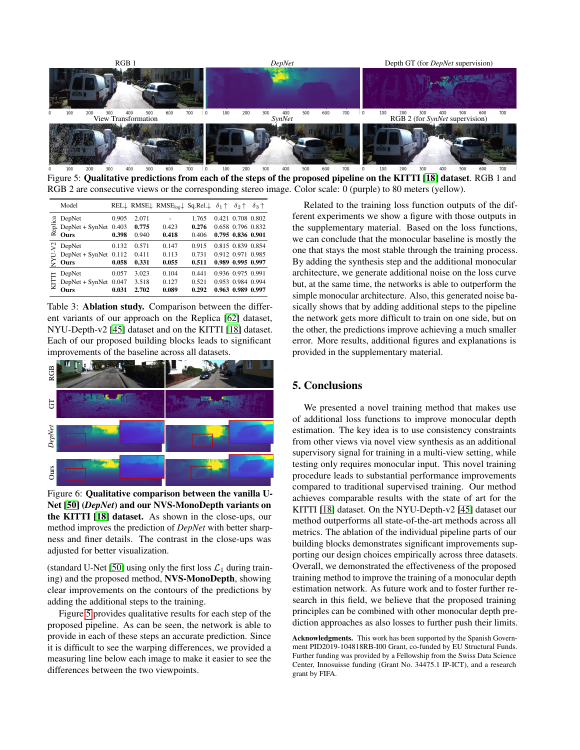Figure 5: **Qualitative predictions from each of the steps of the proposed pipeline on the KITTI [18] dataset**. RGB 1 and RGB 2 are consecutive views or the corresponding stereo image. Color scale: 0 (purple) to 80 meters (yellow).

| | Model | REL↓ | RMSE↓ | $\text{RMSE}_{\log}$↓ | Sq.Rel.↓ | $\delta_1$↑ | $\delta_2$↑ | $\delta_3$↑ |
|---|---|---|---|---|---|---|---|---|
| Replica | DepNet | 0.905 | 2.071 | - | 1.765 | 0.421 | 0.708 | 0.802 |
| | DepNet + SynNet | 0.403 | **0.775** | 0.423 | **0.276** | 0.658 | 0.796 | 0.832 |
| | **Ours** | **0.398** | 0.940 | **0.418** | 0.406 | **0.795** | **0.836** | **0.901** |
| NYU-V2 | DepNet | 0.132 | 0.571 | 0.147 | 0.915 | 0.815 | 0.839 | 0.854 |
| | DepNet + SynNet | 0.112 | 0.411 | 0.113 | 0.731 | 0.912 | 0.971 | 0.985 |
| | **Ours** | **0.058** | **0.331** | **0.055** | **0.511** | **0.989** | **0.995** | **0.997** |
| KITTI | DepNet | 0.057 | 3.023 | 0.104 | 0.441 | 0.936 | 0.975 | 0.991 |
| | DepNet + SynNet | 0.047 | 3.518 | 0.127 | 0.521 | 0.953 | 0.984 | 0.994 |
| | **Ours** | **0.031** | **2.702** | **0.089** | **0.292** | **0.963** | **0.989** | **0.997** |

Table 3: **Ablation study.** Comparison between the different variants of our approach on the Replica [62] dataset, NYU-Depth-v2 [45] dataset and on the KITTI [18] dataset. Each of our proposed building blocks leads to significant improvements of the baseline across all datasets.

Figure 6: **Qualitative comparison between the vanilla U-Net [50] (*DepNet*) and our NVS-MonoDepth variants on the KITTI [18] dataset.** As shown in the close-ups, our method improves the prediction of *DepNet* with better sharpness and finer details. The contrast in the close-ups was adjusted for better visualization.

(standard U-Net [50] using only the first loss $\mathcal{L}_1$ during training) and the proposed method, **NVS-MonoDepth**, showing clear improvements on the contours of the predictions by adding the additional steps to the training.

Figure 5 provides qualitative results for each step of the proposed pipeline. As can be seen, the network is able to provide in each of these steps an accurate prediction. Since it is difficult to see the warping differences, we provided a measuring line below each image to make it easier to see the differences between the two viewpoints.

Related to the training loss function outputs of the different experiments we show a figure with those outputs in the supplementary material. Based on the loss functions, we can conclude that the monocular baseline is mostly the one that stays the most stable through the training process. By adding the synthesis step and the additional monocular architecture, we generate additional noise on the loss curve but, at the same time, the networks is able to outperform the simple monocular architecture. Also, this generated noise basically shows that by adding additional steps to the pipeline the network gets more difficult to train on one side, but on the other, the predictions improve achieving a much smaller error. More results, additional figures and explanations is provided in the supplementary material.

## 5. Conclusions

We presented a novel training method that makes use of additional loss functions to improve monocular depth estimation. The key idea is to use consistency constraints from other views via novel view synthesis as an additional supervisory signal for training in a multi-view setting, while testing only requires monocular input. This novel training procedure leads to substantial performance improvements compared to traditional supervised training. Our method achieves comparable results with the state of art for the KITTI [18] dataset. On the NYU-Depth-v2 [45] dataset our method outperforms all state-of-the-art methods across all metrics. The ablation of the individual pipeline parts of our building blocks demonstrates significant improvements supporting our design choices empirically across three datasets. Overall, we demonstrated the effectiveness of the proposed training method to improve the training of a monocular depth estimation network. As future work and to foster further research in this field, we believe that the proposed training principles can be combined with other monocular depth prediction approaches as also losses to further push their limits.

**Acknowledgments.** This work has been supported by the Spanish Government PID2019-104818RB-I00 Grant, co-funded by EU Structural Funds. Further funding was provided by a Fellowship from the Swiss Data Science Center, Innosuisse funding (Grant No. 34475.1 IP-ICT), and a research grant by FIFA.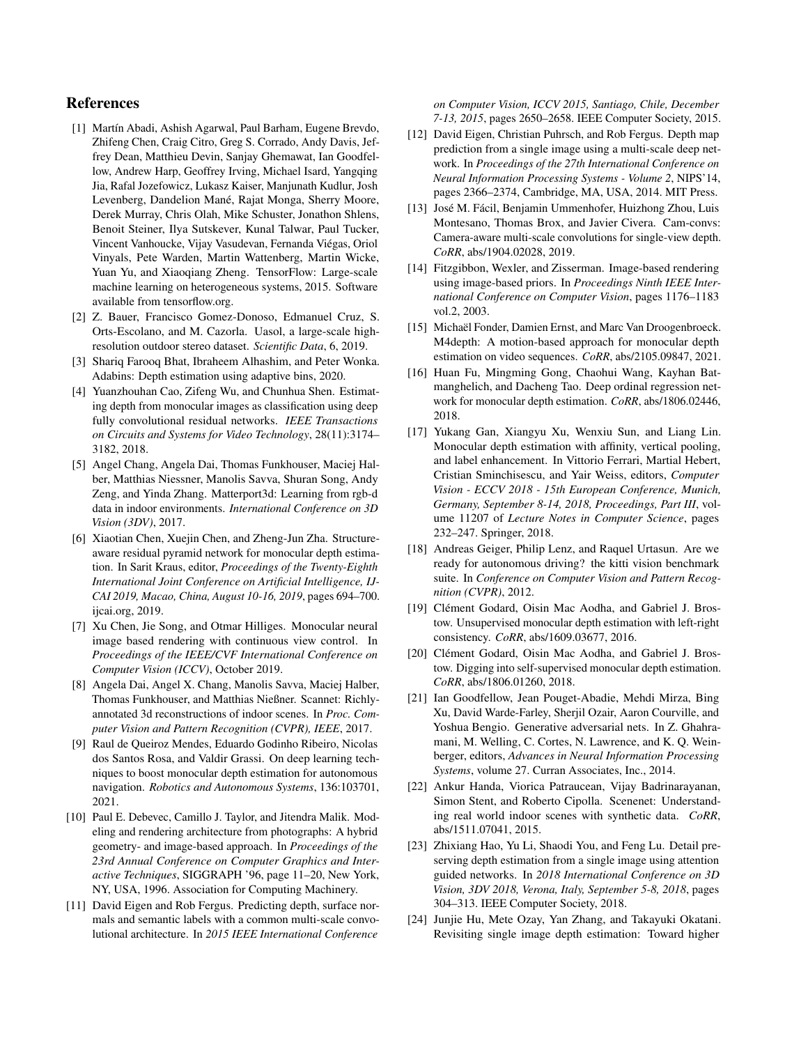## References

[1] Martín Abadi, Ashish Agarwal, Paul Barham, Eugene Brevdo, Zhifeng Chen, Craig Citro, Greg S. Corrado, Andy Davis, Jeffrey Dean, Matthieu Devin, Sanjay Ghemawat, Ian Goodfellow, Andrew Harp, Geoffrey Irving, Michael Isard, Yangqing Jia, Rafal Jozefowicz, Lukasz Kaiser, Manjunath Kudlur, Josh Levenberg, Dandelion Mané, Rajat Monga, Sherry Moore, Derek Murray, Chris Olah, Mike Schuster, Jonathon Shlens, Benoit Steiner, Ilya Sutskever, Kunal Talwar, Paul Tucker, Vincent Vanhoucke, Vijay Vasudevan, Fernanda Viégas, Oriol Vinyals, Pete Warden, Martin Wattenberg, Martin Wicke, Yuan Yu, and Xiaoqiang Zheng. TensorFlow: Large-scale machine learning on heterogeneous systems, 2015. Software available from tensorflow.org.

[2] Z. Bauer, Francisco Gomez-Donoso, Edmanuel Cruz, S. Orts-Escolano, and M. Cazorla. Uasol, a large-scale high-resolution outdoor stereo dataset. *Scientific Data*, 6, 2019.

[3] Shariq Farooq Bhat, Ibraheem Alhashim, and Peter Wonka. Adabins: Depth estimation using adaptive bins, 2020.

[4] Yuanzhouhan Cao, Zifeng Wu, and Chunhua Shen. Estimating depth from monocular images as classification using deep fully convolutional residual networks. *IEEE Transactions on Circuits and Systems for Video Technology*, 28(11):3174–3182, 2018.

[5] Angel Chang, Angela Dai, Thomas Funkhouser, Maciej Halber, Matthias Niessner, Manolis Savva, Shuran Song, Andy Zeng, and Yinda Zhang. Matterport3d: Learning from rgb-d data in indoor environments. *International Conference on 3D Vision (3DV)*, 2017.

[6] Xiaotian Chen, Xuejin Chen, and Zheng-Jun Zha. Structure-aware residual pyramid network for monocular depth estimation. In Sarit Kraus, editor, *Proceedings of the Twenty-Eighth International Joint Conference on Artificial Intelligence, IJCAI 2019, Macao, China, August 10-16, 2019*, pages 694–700. ijcai.org, 2019.

[7] Xu Chen, Jie Song, and Otmar Hilliges. Monocular neural image based rendering with continuous view control. In *Proceedings of the IEEE/CVF International Conference on Computer Vision (ICCV)*, October 2019.

[8] Angela Dai, Angel X. Chang, Manolis Savva, Maciej Halber, Thomas Funkhouser, and Matthias Nießner. Scannet: Richly-annotated 3d reconstructions of indoor scenes. In *Proc. Computer Vision and Pattern Recognition (CVPR), IEEE*, 2017.

[9] Raul de Queiroz Mendes, Eduardo Godinho Ribeiro, Nicolas dos Santos Rosa, and Valdir Grassi. On deep learning techniques to boost monocular depth estimation for autonomous navigation. *Robotics and Autonomous Systems*, 136:103701, 2021.

[10] Paul E. Debevec, Camillo J. Taylor, and Jitendra Malik. Modeling and rendering architecture from photographs: A hybrid geometry- and image-based approach. In *Proceedings of the 23rd Annual Conference on Computer Graphics and Interactive Techniques*, SIGGRAPH '96, page 11–20, New York, NY, USA, 1996. Association for Computing Machinery.

[11] David Eigen and Rob Fergus. Predicting depth, surface normals and semantic labels with a common multi-scale convolutional architecture. In *2015 IEEE International Conference on Computer Vision, ICCV 2015, Santiago, Chile, December 7-13, 2015*, pages 2650–2658. IEEE Computer Society, 2015.

[12] David Eigen, Christian Puhrsch, and Rob Fergus. Depth map prediction from a single image using a multi-scale deep network. In *Proceedings of the 27th International Conference on Neural Information Processing Systems - Volume 2*, NIPS'14, pages 2366–2374, Cambridge, MA, USA, 2014. MIT Press.

[13] José M. Fácil, Benjamin Ummenhofer, Huizhong Zhou, Luis Montesano, Thomas Brox, and Javier Civera. Cam-convs: Camera-aware multi-scale convolutions for single-view depth. *CoRR*, abs/1904.02028, 2019.

[14] Fitzgibbon, Wexler, and Zisserman. Image-based rendering using image-based priors. In *Proceedings Ninth IEEE International Conference on Computer Vision*, pages 1176–1183 vol.2, 2003.

[15] Michaël Fonder, Damien Ernst, and Marc Van Droogenbroeck. M4depth: A motion-based approach for monocular depth estimation on video sequences. *CoRR*, abs/2105.09847, 2021.

[16] Huan Fu, Mingming Gong, Chaohui Wang, Kayhan Batmanghelich, and Dacheng Tao. Deep ordinal regression network for monocular depth estimation. *CoRR*, abs/1806.02446, 2018.

[17] Yukang Gan, Xiangyu Xu, Wenxiu Sun, and Liang Lin. Monocular depth estimation with affinity, vertical pooling, and label enhancement. In Vittorio Ferrari, Martial Hebert, Cristian Sminchisescu, and Yair Weiss, editors, *Computer Vision - ECCV 2018 - 15th European Conference, Munich, Germany, September 8-14, 2018, Proceedings, Part III*, volume 11207 of *Lecture Notes in Computer Science*, pages 232–247. Springer, 2018.

[18] Andreas Geiger, Philip Lenz, and Raquel Urtasun. Are we ready for autonomous driving? the kitti vision benchmark suite. In *Conference on Computer Vision and Pattern Recognition (CVPR)*, 2012.

[19] Clément Godard, Oisin Mac Aodha, and Gabriel J. Brostow. Unsupervised monocular depth estimation with left-right consistency. *CoRR*, abs/1609.03677, 2016.

[20] Clément Godard, Oisin Mac Aodha, and Gabriel J. Brostow. Digging into self-supervised monocular depth estimation. *CoRR*, abs/1806.01260, 2018.

[21] Ian Goodfellow, Jean Pouget-Abadie, Mehdi Mirza, Bing Xu, David Warde-Farley, Sherjil Ozair, Aaron Courville, and Yoshua Bengio. Generative adversarial nets. In Z. Ghahramani, M. Welling, C. Cortes, N. Lawrence, and K. Q. Weinberger, editors, *Advances in Neural Information Processing Systems*, volume 27. Curran Associates, Inc., 2014.

[22] Ankur Handa, Viorica Patraucean, Vijay Badrinarayanan, Simon Stent, and Roberto Cipolla. Scenenet: Understanding real world indoor scenes with synthetic data. *CoRR*, abs/1511.07041, 2015.

[23] Zhixiang Hao, Yu Li, Shaodi You, and Feng Lu. Detail preserving depth estimation from a single image using attention guided networks. In *2018 International Conference on 3D Vision, 3DV 2018, Verona, Italy, September 5-8, 2018*, pages 304–313. IEEE Computer Society, 2018.

[24] Junjie Hu, Mete Ozay, Yan Zhang, and Takayuki Okatani. Revisiting single image depth estimation: Toward higher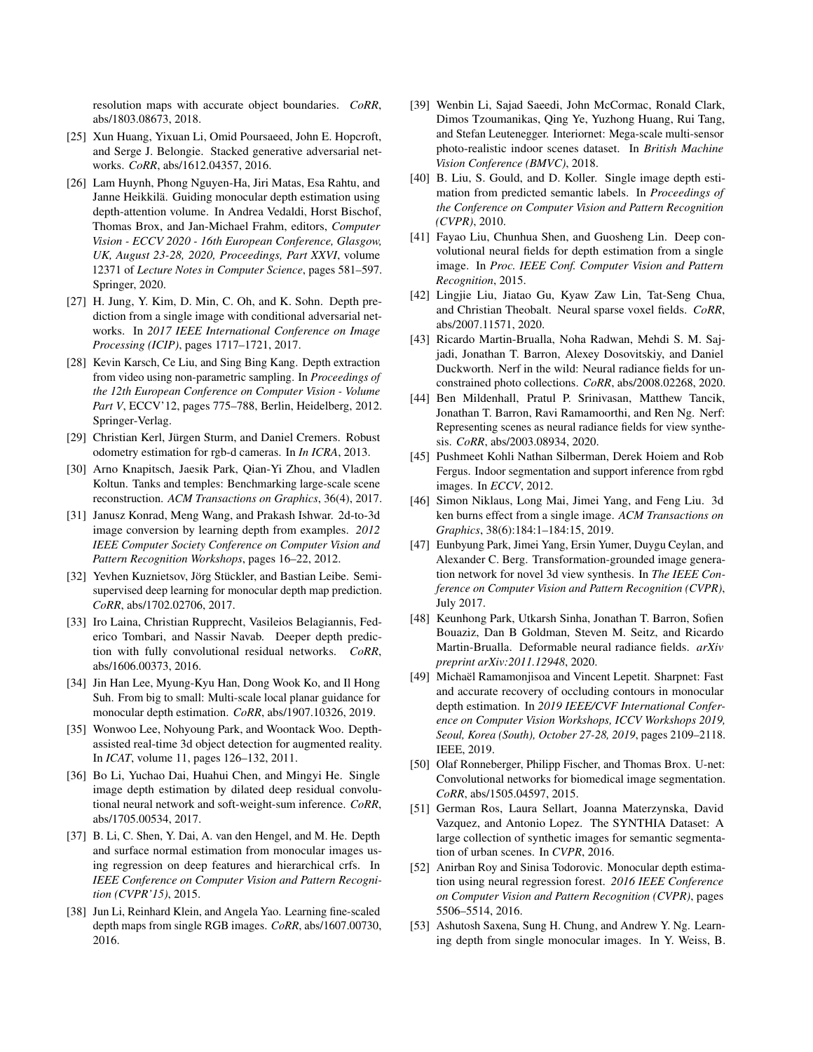resolution maps with accurate object boundaries. *CoRR*, abs/1803.08673, 2018.

[25] Xun Huang, Yixuan Li, Omid Poursaeed, John E. Hopcroft, and Serge J. Belongie. Stacked generative adversarial networks. *CoRR*, abs/1612.04357, 2016.

[26] Lam Huynh, Phong Nguyen-Ha, Jiri Matas, Esa Rahtu, and Janne Heikkilä. Guiding monocular depth estimation using depth-attention volume. In Andrea Vedaldi, Horst Bischof, Thomas Brox, and Jan-Michael Frahm, editors, *Computer Vision - ECCV 2020 - 16th European Conference, Glasgow, UK, August 23-28, 2020, Proceedings, Part XXVI*, volume 12371 of *Lecture Notes in Computer Science*, pages 581–597. Springer, 2020.

[27] H. Jung, Y. Kim, D. Min, C. Oh, and K. Sohn. Depth prediction from a single image with conditional adversarial networks. In *2017 IEEE International Conference on Image Processing (ICIP)*, pages 1717–1721, 2017.

[28] Kevin Karsch, Ce Liu, and Sing Bing Kang. Depth extraction from video using non-parametric sampling. In *Proceedings of the 12th European Conference on Computer Vision - Volume Part V*, ECCV'12, pages 775–788, Berlin, Heidelberg, 2012. Springer-Verlag.

[29] Christian Kerl, Jürgen Sturm, and Daniel Cremers. Robust odometry estimation for rgb-d cameras. In *In ICRA*, 2013.

[30] Arno Knapitsch, Jaesik Park, Qian-Yi Zhou, and Vladlen Koltun. Tanks and temples: Benchmarking large-scale scene reconstruction. *ACM Transactions on Graphics*, 36(4), 2017.

[31] Janusz Konrad, Meng Wang, and Prakash Ishwar. 2d-to-3d image conversion by learning depth from examples. *2012 IEEE Computer Society Conference on Computer Vision and Pattern Recognition Workshops*, pages 16–22, 2012.

[32] Yevhen Kuznietsov, Jörg Stückler, and Bastian Leibe. Semi-supervised deep learning for monocular depth map prediction. *CoRR*, abs/1702.02706, 2017.

[33] Iro Laina, Christian Rupprecht, Vasileios Belagiannis, Federico Tombari, and Nassir Navab. Deeper depth prediction with fully convolutional residual networks. *CoRR*, abs/1606.00373, 2016.

[34] Jin Han Lee, Myung-Kyu Han, Dong Wook Ko, and Il Hong Suh. From big to small: Multi-scale local planar guidance for monocular depth estimation. *CoRR*, abs/1907.10326, 2019.

[35] Wonwoo Lee, Nohyoung Park, and Woontack Woo. Depth-assisted real-time 3d object detection for augmented reality. In *ICAT*, volume 11, pages 126–132, 2011.

[36] Bo Li, Yuchao Dai, Huahui Chen, and Mingyi He. Single image depth estimation by dilated deep residual convolutional neural network and soft-weight-sum inference. *CoRR*, abs/1705.00534, 2017.

[37] B. Li, C. Shen, Y. Dai, A. van den Hengel, and M. He. Depth and surface normal estimation from monocular images using regression on deep features and hierarchical crfs. In *IEEE Conference on Computer Vision and Pattern Recognition (CVPR'15)*, 2015.

[38] Jun Li, Reinhard Klein, and Angela Yao. Learning fine-scaled depth maps from single RGB images. *CoRR*, abs/1607.00730, 2016.

[39] Wenbin Li, Sajad Saeedi, John McCormac, Ronald Clark, Dimos Tzoumanikas, Qing Ye, Yuzhong Huang, Rui Tang, and Stefan Leutenegger. Interiornet: Mega-scale multi-sensor photo-realistic indoor scenes dataset. In *British Machine Vision Conference (BMVC)*, 2018.

[40] B. Liu, S. Gould, and D. Koller. Single image depth estimation from predicted semantic labels. In *Proceedings of the Conference on Computer Vision and Pattern Recognition (CVPR)*, 2010.

[41] Fayao Liu, Chunhua Shen, and Guosheng Lin. Deep convolutional neural fields for depth estimation from a single image. In *Proc. IEEE Conf. Computer Vision and Pattern Recognition*, 2015.

[42] Lingjie Liu, Jiatao Gu, Kyaw Zaw Lin, Tat-Seng Chua, and Christian Theobalt. Neural sparse voxel fields. *CoRR*, abs/2007.11571, 2020.

[43] Ricardo Martin-Brualla, Noha Radwan, Mehdi S. M. Sajjadi, Jonathan T. Barron, Alexey Dosovitskiy, and Daniel Duckworth. Nerf in the wild: Neural radiance fields for unconstrained photo collections. *CoRR*, abs/2008.02268, 2020.

[44] Ben Mildenhall, Pratul P. Srinivasan, Matthew Tancik, Jonathan T. Barron, Ravi Ramamoorthi, and Ren Ng. Nerf: Representing scenes as neural radiance fields for view synthesis. *CoRR*, abs/2003.08934, 2020.

[45] Pushmeet Kohli Nathan Silberman, Derek Hoiem and Rob Fergus. Indoor segmentation and support inference from rgbd images. In *ECCV*, 2012.

[46] Simon Niklaus, Long Mai, Jimei Yang, and Feng Liu. 3d ken burns effect from a single image. *ACM Transactions on Graphics*, 38(6):184:1–184:15, 2019.

[47] Eunbyung Park, Jimei Yang, Ersin Yumer, Duygu Ceylan, and Alexander C. Berg. Transformation-grounded image generation network for novel 3d view synthesis. In *The IEEE Conference on Computer Vision and Pattern Recognition (CVPR)*, July 2017.

[48] Keunhong Park, Utkarsh Sinha, Jonathan T. Barron, Sofien Bouaziz, Dan B Goldman, Steven M. Seitz, and Ricardo Martin-Brualla. Deformable neural radiance fields. *arXiv preprint arXiv:2011.12948*, 2020.

[49] Michaël Ramamonjisoa and Vincent Lepetit. Sharpnet: Fast and accurate recovery of occluding contours in monocular depth estimation. In *2019 IEEE/CVF International Conference on Computer Vision Workshops, ICCV Workshops 2019, Seoul, Korea (South), October 27-28, 2019*, pages 2109–2118. IEEE, 2019.

[50] Olaf Ronneberger, Philipp Fischer, and Thomas Brox. U-net: Convolutional networks for biomedical image segmentation. *CoRR*, abs/1505.04597, 2015.

[51] German Ros, Laura Sellart, Joanna Materzynska, David Vazquez, and Antonio Lopez. The SYNTHIA Dataset: A large collection of synthetic images for semantic segmentation of urban scenes. In *CVPR*, 2016.

[52] Anirban Roy and Sinisa Todorovic. Monocular depth estimation using neural regression forest. *2016 IEEE Conference on Computer Vision and Pattern Recognition (CVPR)*, pages 5506–5514, 2016.

[53] Ashutosh Saxena, Sung H. Chung, and Andrew Y. Ng. Learning depth from single monocular images. In Y. Weiss, B.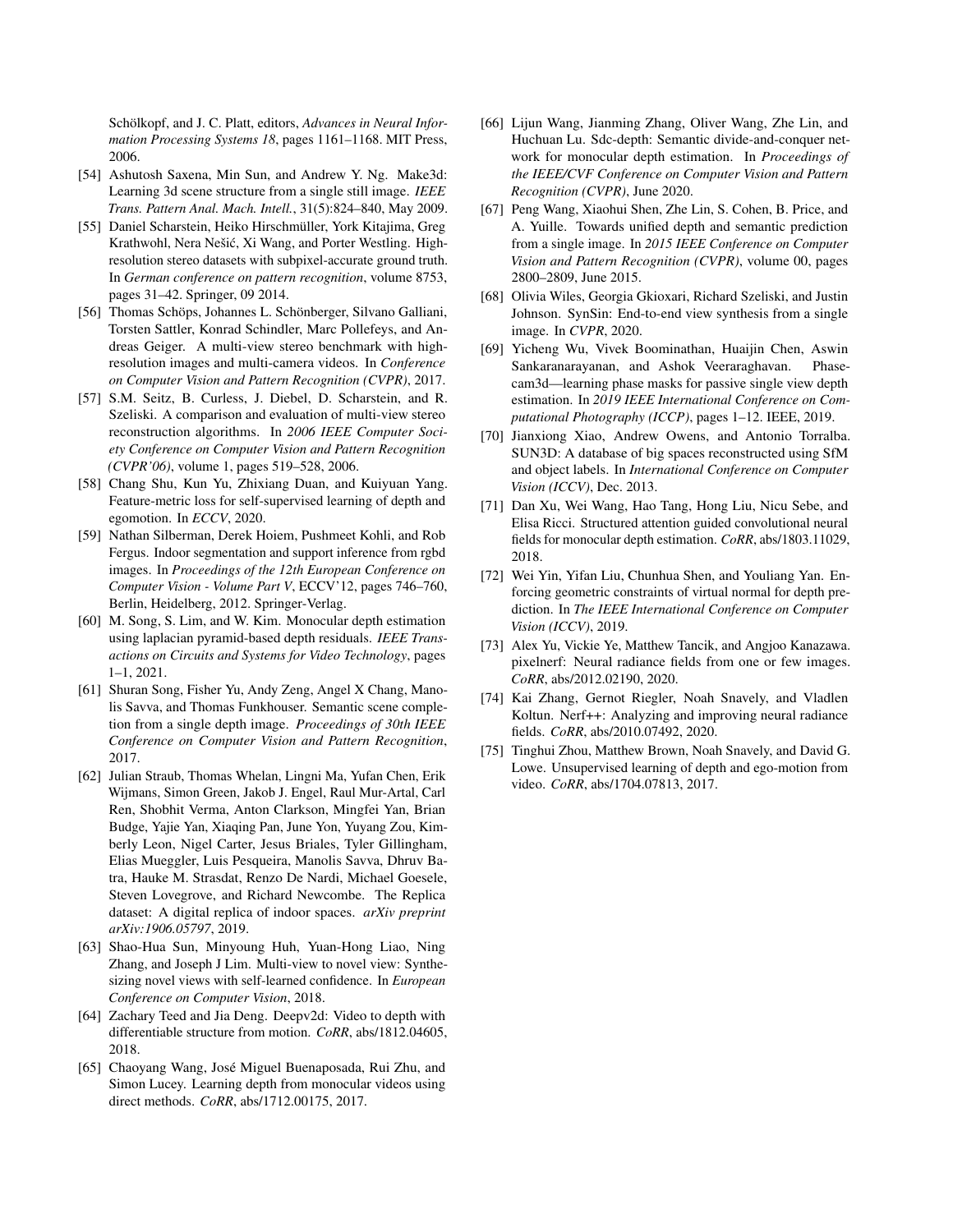Schölkopf, and J. C. Platt, editors, *Advances in Neural Information Processing Systems 18*, pages 1161–1168. MIT Press, 2006.

[54] Ashutosh Saxena, Min Sun, and Andrew Y. Ng. Make3d: Learning 3d scene structure from a single still image. *IEEE Trans. Pattern Anal. Mach. Intell.*, 31(5):824–840, May 2009.

[55] Daniel Scharstein, Heiko Hirschmüller, York Kitajima, Greg Krathwohl, Nera Nešić, Xi Wang, and Porter Westling. High-resolution stereo datasets with subpixel-accurate ground truth. In *German conference on pattern recognition*, volume 8753, pages 31–42. Springer, 09 2014.

[56] Thomas Schöps, Johannes L. Schönberger, Silvano Galliani, Torsten Sattler, Konrad Schindler, Marc Pollefeys, and Andreas Geiger. A multi-view stereo benchmark with high-resolution images and multi-camera videos. In *Conference on Computer Vision and Pattern Recognition (CVPR)*, 2017.

[57] S.M. Seitz, B. Curless, J. Diebel, D. Scharstein, and R. Szeliski. A comparison and evaluation of multi-view stereo reconstruction algorithms. In *2006 IEEE Computer Society Conference on Computer Vision and Pattern Recognition (CVPR'06)*, volume 1, pages 519–528, 2006.

[58] Chang Shu, Kun Yu, Zhixiang Duan, and Kuiyuan Yang. Feature-metric loss for self-supervised learning of depth and egomotion. In *ECCV*, 2020.

[59] Nathan Silberman, Derek Hoiem, Pushmeet Kohli, and Rob Fergus. Indoor segmentation and support inference from rgbd images. In *Proceedings of the 12th European Conference on Computer Vision - Volume Part V*, ECCV'12, pages 746–760, Berlin, Heidelberg, 2012. Springer-Verlag.

[60] M. Song, S. Lim, and W. Kim. Monocular depth estimation using laplacian pyramid-based depth residuals. *IEEE Transactions on Circuits and Systems for Video Technology*, pages 1–1, 2021.

[61] Shuran Song, Fisher Yu, Andy Zeng, Angel X Chang, Manolis Savva, and Thomas Funkhouser. Semantic scene completion from a single depth image. *Proceedings of 30th IEEE Conference on Computer Vision and Pattern Recognition*, 2017.

[62] Julian Straub, Thomas Whelan, Lingni Ma, Yufan Chen, Erik Wijmans, Simon Green, Jakob J. Engel, Raul Mur-Artal, Carl Ren, Shobhit Verma, Anton Clarkson, Mingfei Yan, Brian Budge, Yajie Yan, Xiaqing Pan, June Yon, Yuyang Zou, Kimberly Leon, Nigel Carter, Jesus Briales, Tyler Gillingham, Elias Mueggler, Luis Pesqueira, Manolis Savva, Dhruv Batra, Hauke M. Strasdat, Renzo De Nardi, Michael Goesele, Steven Lovegrove, and Richard Newcombe. The Replica dataset: A digital replica of indoor spaces. *arXiv preprint arXiv:1906.05797*, 2019.

[63] Shao-Hua Sun, Minyoung Huh, Yuan-Hong Liao, Ning Zhang, and Joseph J Lim. Multi-view to novel view: Synthesizing novel views with self-learned confidence. In *European Conference on Computer Vision*, 2018.

[64] Zachary Teed and Jia Deng. Deepv2d: Video to depth with differentiable structure from motion. *CoRR*, abs/1812.04605, 2018.

[65] Chaoyang Wang, José Miguel Buenaposada, Rui Zhu, and Simon Lucey. Learning depth from monocular videos using direct methods. *CoRR*, abs/1712.00175, 2017.

[66] Lijun Wang, Jianming Zhang, Oliver Wang, Zhe Lin, and Huchuan Lu. Sdc-depth: Semantic divide-and-conquer network for monocular depth estimation. In *Proceedings of the IEEE/CVF Conference on Computer Vision and Pattern Recognition (CVPR)*, June 2020.

[67] Peng Wang, Xiaohui Shen, Zhe Lin, S. Cohen, B. Price, and A. Yuille. Towards unified depth and semantic prediction from a single image. In *2015 IEEE Conference on Computer Vision and Pattern Recognition (CVPR)*, volume 00, pages 2800–2809, June 2015.

[68] Olivia Wiles, Georgia Gkioxari, Richard Szeliski, and Justin Johnson. SynSin: End-to-end view synthesis from a single image. In *CVPR*, 2020.

[69] Yicheng Wu, Vivek Boominathan, Huaijin Chen, Aswin Sankaranarayanan, and Ashok Veeraraghavan. Phasecam3d—learning phase masks for passive single view depth estimation. In *2019 IEEE International Conference on Computational Photography (ICCP)*, pages 1–12. IEEE, 2019.

[70] Jianxiong Xiao, Andrew Owens, and Antonio Torralba. SUN3D: A database of big spaces reconstructed using SfM and object labels. In *International Conference on Computer Vision (ICCV)*, Dec. 2013.

[71] Dan Xu, Wei Wang, Hao Tang, Hong Liu, Nicu Sebe, and Elisa Ricci. Structured attention guided convolutional neural fields for monocular depth estimation. *CoRR*, abs/1803.11029, 2018.

[72] Wei Yin, Yifan Liu, Chunhua Shen, and Youliang Yan. Enforcing geometric constraints of virtual normal for depth prediction. In *The IEEE International Conference on Computer Vision (ICCV)*, 2019.

[73] Alex Yu, Vickie Ye, Matthew Tancik, and Angjoo Kanazawa. pixelnerf: Neural radiance fields from one or few images. *CoRR*, abs/2012.02190, 2020.

[74] Kai Zhang, Gernot Riegler, Noah Snavely, and Vladlen Koltun. Nerf++: Analyzing and improving neural radiance fields. *CoRR*, abs/2010.07492, 2020.

[75] Tinghui Zhou, Matthew Brown, Noah Snavely, and David G. Lowe. Unsupervised learning of depth and ego-motion from video. *CoRR*, abs/1704.07813, 2017.